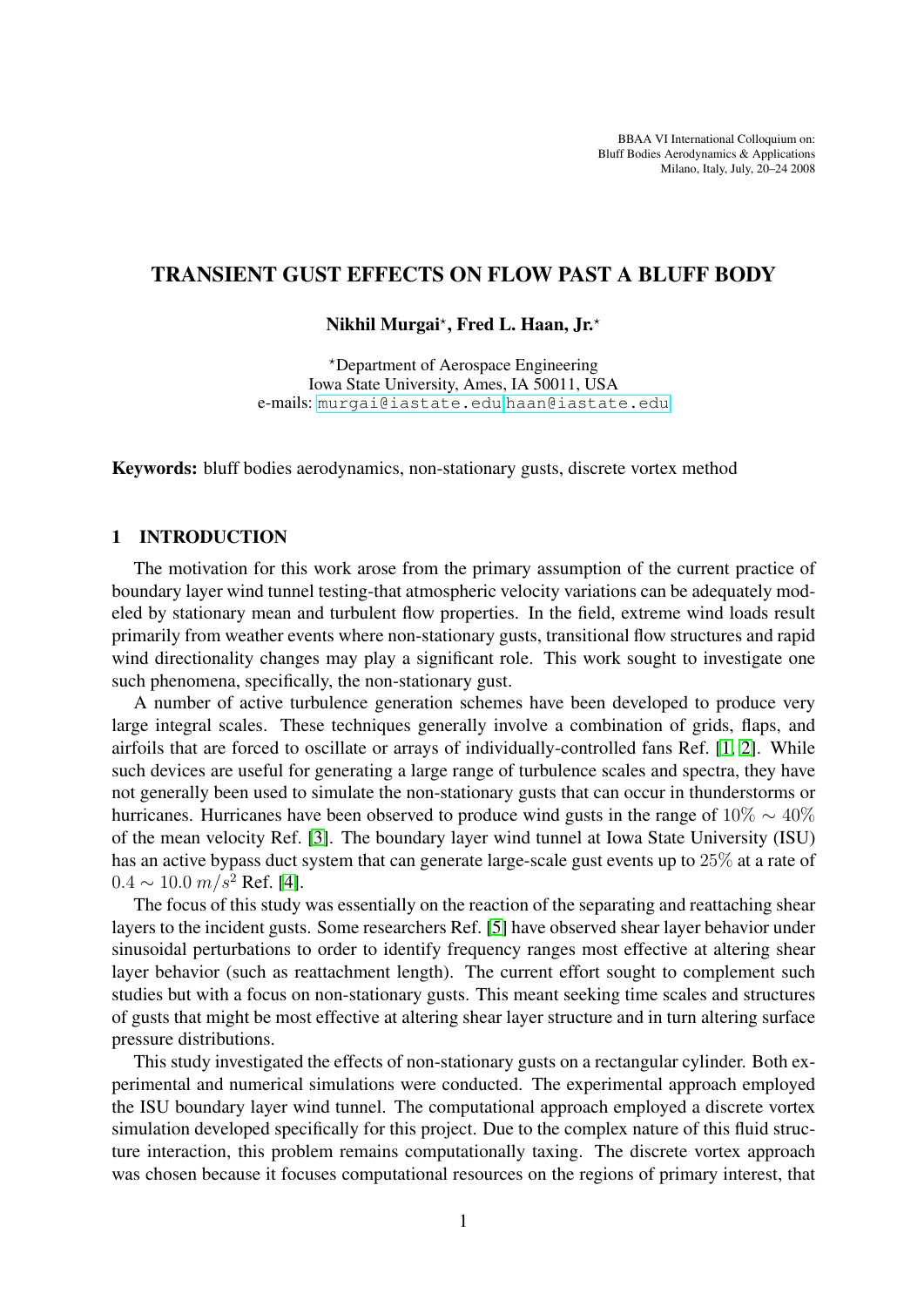BBAA VI International Colloquium on:
Bluff Bodies Aerodynamics & Applications
Milano, Italy, July, 20–24 2008

# TRANSIENT GUST EFFECTS ON FLOW PAST A BLUFF BODY

**Nikhil Murgai*, Fred L. Haan, Jr.***

*Department of Aerospace Engineering
Iowa State University, Ames, IA 50011, USA
e-mails: murgai@iastate.edu haan@iastate.edu

**Keywords:** bluff bodies aerodynamics, non-stationary gusts, discrete vortex method

## 1 INTRODUCTION

The motivation for this work arose from the primary assumption of the current practice of boundary layer wind tunnel testing-that atmospheric velocity variations can be adequately modeled by stationary mean and turbulent flow properties. In the field, extreme wind loads result primarily from weather events where non-stationary gusts, transitional flow structures and rapid wind directionality changes may play a significant role. This work sought to investigate one such phenomena, specifically, the non-stationary gust.

A number of active turbulence generation schemes have been developed to produce very large integral scales. These techniques generally involve a combination of grids, flaps, and airfoils that are forced to oscillate or arrays of individually-controlled fans Ref. [1, 2]. While such devices are useful for generating a large range of turbulence scales and spectra, they have not generally been used to simulate the non-stationary gusts that can occur in thunderstorms or hurricanes. Hurricanes have been observed to produce wind gusts in the range of $10\% \sim 40\%$ of the mean velocity Ref. [3]. The boundary layer wind tunnel at Iowa State University (ISU) has an active bypass duct system that can generate large-scale gust events up to $25\%$ at a rate of $0.4 \sim 10.0\ m/s^2$ Ref. [4].

The focus of this study was essentially on the reaction of the separating and reattaching shear layers to the incident gusts. Some researchers Ref. [5] have observed shear layer behavior under sinusoidal perturbations to order to identify frequency ranges most effective at altering shear layer behavior (such as reattachment length). The current effort sought to complement such studies but with a focus on non-stationary gusts. This meant seeking time scales and structures of gusts that might be most effective at altering shear layer structure and in turn altering surface pressure distributions.

This study investigated the effects of non-stationary gusts on a rectangular cylinder. Both experimental and numerical simulations were conducted. The experimental approach employed the ISU boundary layer wind tunnel. The computational approach employed a discrete vortex simulation developed specifically for this project. Due to the complex nature of this fluid structure interaction, this problem remains computationally taxing. The discrete vortex approach was chosen because it focuses computational resources on the regions of primary interest, that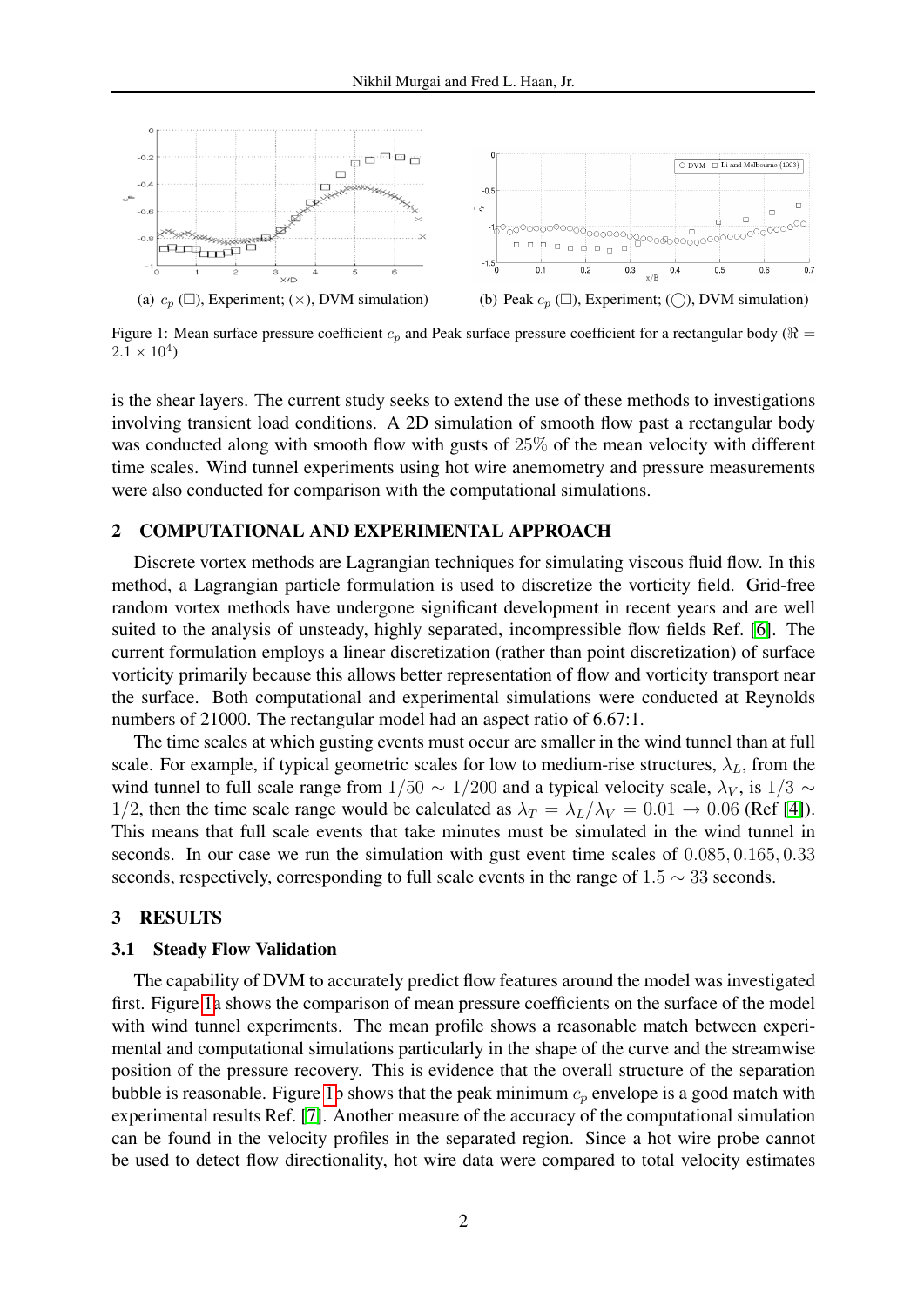(a) $c_p$ (□), Experiment; (×), DVM simulation)

(b) Peak $c_p$ (□), Experiment; (◯), DVM simulation)

Figure 1: Mean surface pressure coefficient $c_p$ and Peak surface pressure coefficient for a rectangular body ($\Re = 2.1 \times 10^4$)

is the shear layers. The current study seeks to extend the use of these methods to investigations involving transient load conditions. A 2D simulation of smooth flow past a rectangular body was conducted along with smooth flow with gusts of 25% of the mean velocity with different time scales. Wind tunnel experiments using hot wire anemometry and pressure measurements were also conducted for comparison with the computational simulations.

## 2 COMPUTATIONAL AND EXPERIMENTAL APPROACH

Discrete vortex methods are Lagrangian techniques for simulating viscous fluid flow. In this method, a Lagrangian particle formulation is used to discretize the vorticity field. Grid-free random vortex methods have undergone significant development in recent years and are well suited to the analysis of unsteady, highly separated, incompressible flow fields Ref. [6]. The current formulation employs a linear discretization (rather than point discretization) of surface vorticity primarily because this allows better representation of flow and vorticity transport near the surface. Both computational and experimental simulations were conducted at Reynolds numbers of 21000. The rectangular model had an aspect ratio of 6.67:1.

The time scales at which gusting events must occur are smaller in the wind tunnel than at full scale. For example, if typical geometric scales for low to medium-rise structures, $\lambda_L$, from the wind tunnel to full scale range from $1/50 \sim 1/200$ and a typical velocity scale, $\lambda_V$, is $1/3 \sim 1/2$, then the time scale range would be calculated as $\lambda_T = \lambda_L/\lambda_V = 0.01 \rightarrow 0.06$ (Ref [4]). This means that full scale events that take minutes must be simulated in the wind tunnel in seconds. In our case we run the simulation with gust event time scales of $0.085, 0.165, 0.33$ seconds, respectively, corresponding to full scale events in the range of $1.5 \sim 33$ seconds.

## 3 RESULTS

### 3.1 Steady Flow Validation

The capability of DVM to accurately predict flow features around the model was investigated first. Figure 1a shows the comparison of mean pressure coefficients on the surface of the model with wind tunnel experiments. The mean profile shows a reasonable match between experimental and computational simulations particularly in the shape of the curve and the streamwise position of the pressure recovery. This is evidence that the overall structure of the separation bubble is reasonable. Figure 1b shows that the peak minimum $c_p$ envelope is a good match with experimental results Ref. [7]. Another measure of the accuracy of the computational simulation can be found in the velocity profiles in the separated region. Since a hot wire probe cannot be used to detect flow directionality, hot wire data were compared to total velocity estimates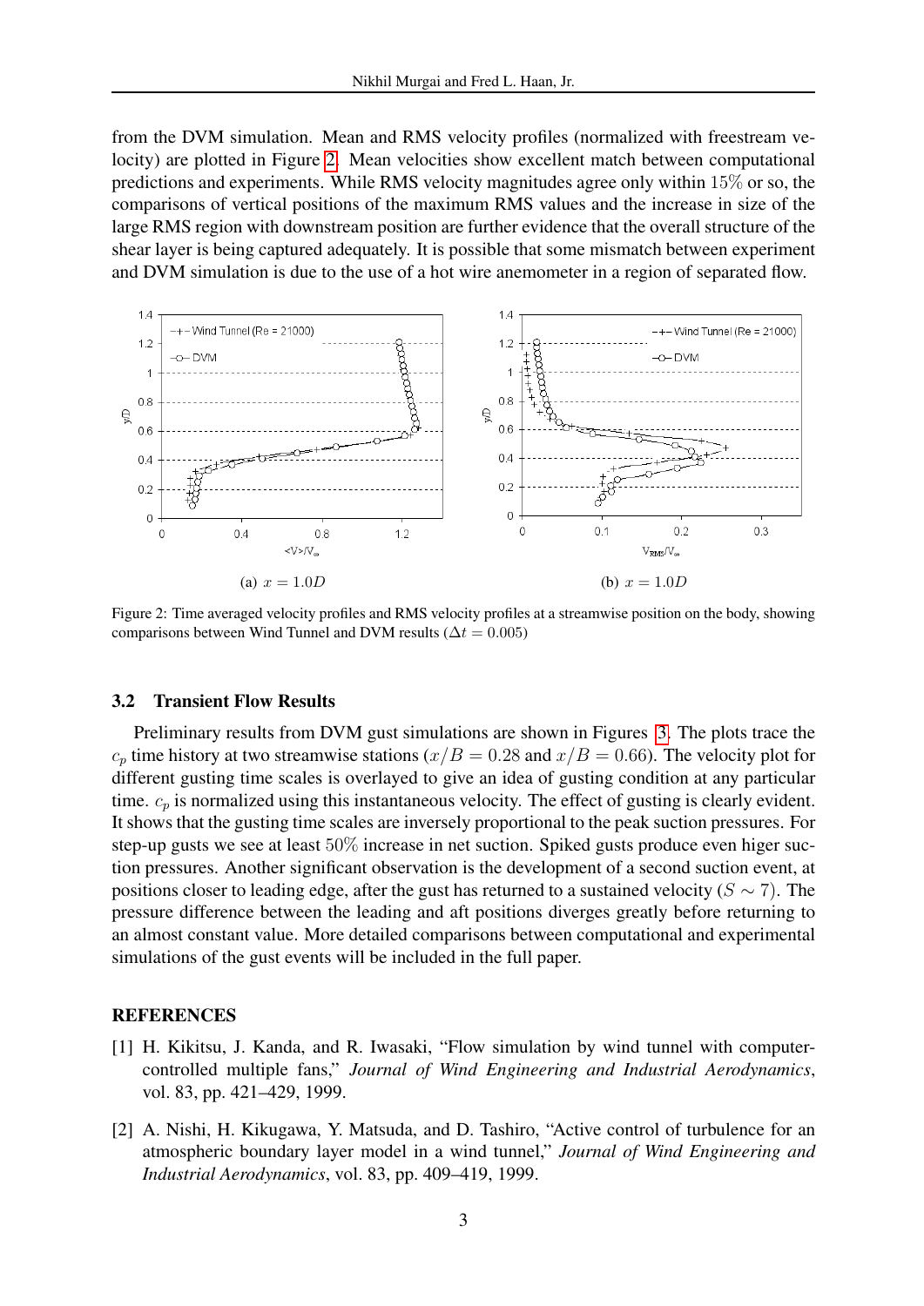from the DVM simulation. Mean and RMS velocity profiles (normalized with freestream velocity) are plotted in Figure 2. Mean velocities show excellent match between computational predictions and experiments. While RMS velocity magnitudes agree only within $15\%$ or so, the comparisons of vertical positions of the maximum RMS values and the increase in size of the large RMS region with downstream position are further evidence that the overall structure of the shear layer is being captured adequately. It is possible that some mismatch between experiment and DVM simulation is due to the use of a hot wire anemometer in a region of separated flow.

(a) $x = 1.0D$

(b) $x = 1.0D$

Figure 2: Time averaged velocity profiles and RMS velocity profiles at a streamwise position on the body, showing comparisons between Wind Tunnel and DVM results ($\Delta t = 0.005$)

### 3.2 Transient Flow Results

Preliminary results from DVM gust simulations are shown in Figures 3. The plots trace the $c_p$ time history at two streamwise stations ($x/B = 0.28$ and $x/B = 0.66$). The velocity plot for different gusting time scales is overlayed to give an idea of gusting condition at any particular time. $c_p$ is normalized using this instantaneous velocity. The effect of gusting is clearly evident. It shows that the gusting time scales are inversely proportional to the peak suction pressures. For step-up gusts we see at least $50\%$ increase in net suction. Spiked gusts produce even higer suction pressures. Another significant observation is the development of a second suction event, at positions closer to leading edge, after the gust has returned to a sustained velocity ($S \sim 7$). The pressure difference between the leading and aft positions diverges greatly before returning to an almost constant value. More detailed comparisons between computational and experimental simulations of the gust events will be included in the full paper.

## REFERENCES

[1] H. Kikitsu, J. Kanda, and R. Iwasaki, "Flow simulation by wind tunnel with computer-controlled multiple fans," *Journal of Wind Engineering and Industrial Aerodynamics*, vol. 83, pp. 421–429, 1999.

[2] A. Nishi, H. Kikugawa, Y. Matsuda, and D. Tashiro, "Active control of turbulence for an atmospheric boundary layer model in a wind tunnel," *Journal of Wind Engineering and Industrial Aerodynamics*, vol. 83, pp. 409–419, 1999.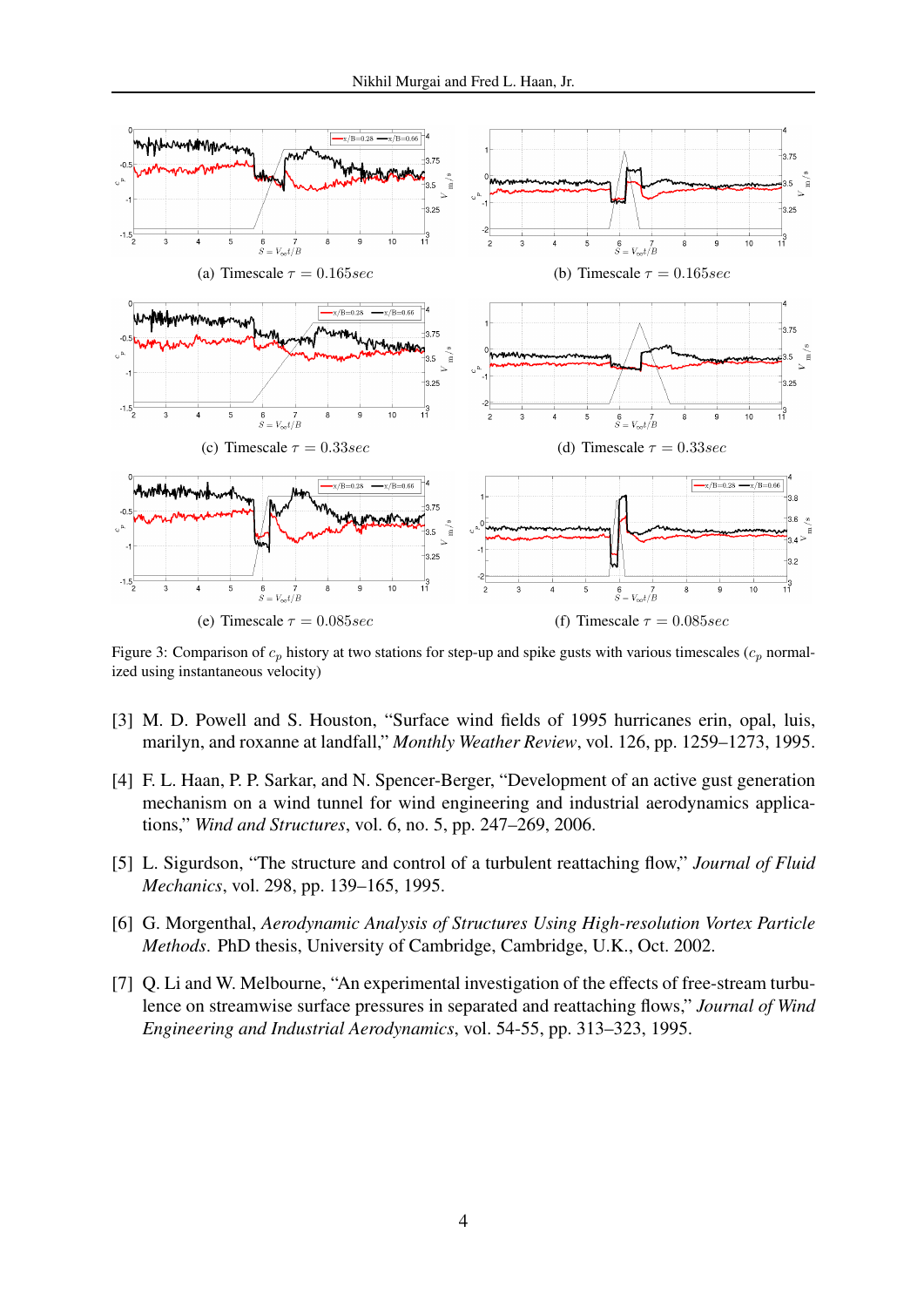(a) Timescale $\tau = 0.165 sec$

(b) Timescale $\tau = 0.165 sec$

(c) Timescale $\tau = 0.33 sec$

(d) Timescale $\tau = 0.33 sec$

(e) Timescale $\tau = 0.085 sec$

(f) Timescale $\tau = 0.085 sec$

Figure 3: Comparison of $c_p$ history at two stations for step-up and spike gusts with various timescales ($c_p$ normalized using instantaneous velocity)

[3] M. D. Powell and S. Houston, "Surface wind fields of 1995 hurricanes erin, opal, luis, marilyn, and roxanne at landfall," *Monthly Weather Review*, vol. 126, pp. 1259–1273, 1995.

[4] F. L. Haan, P. P. Sarkar, and N. Spencer-Berger, "Development of an active gust generation mechanism on a wind tunnel for wind engineering and industrial aerodynamics applications," *Wind and Structures*, vol. 6, no. 5, pp. 247–269, 2006.

[5] L. Sigurdson, "The structure and control of a turbulent reattaching flow," *Journal of Fluid Mechanics*, vol. 298, pp. 139–165, 1995.

[6] G. Morgenthal, *Aerodynamic Analysis of Structures Using High-resolution Vortex Particle Methods*. PhD thesis, University of Cambridge, Cambridge, U.K., Oct. 2002.

[7] Q. Li and W. Melbourne, "An experimental investigation of the effects of free-stream turbulence on streamwise surface pressures in separated and reattaching flows," *Journal of Wind Engineering and Industrial Aerodynamics*, vol. 54-55, pp. 313–323, 1995.